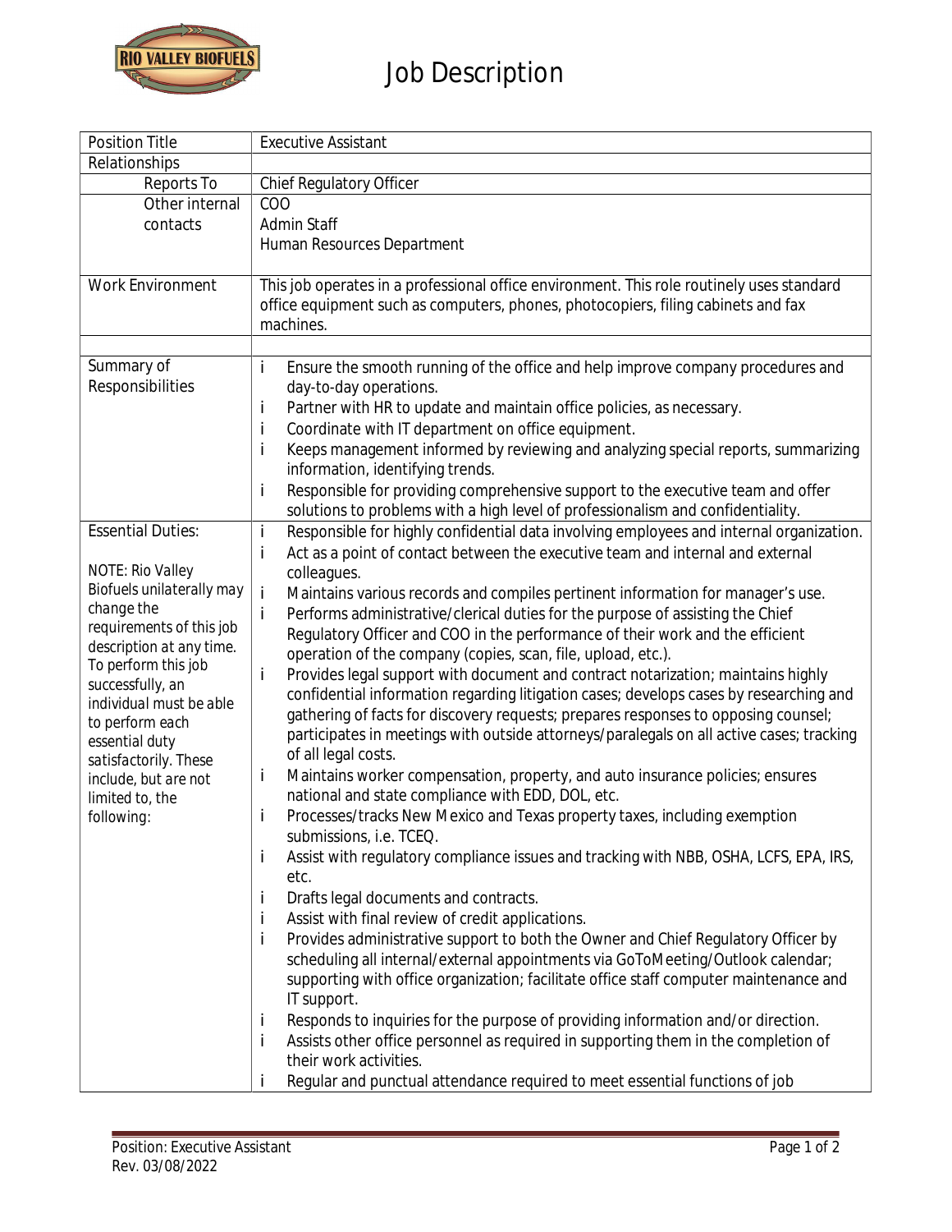# Job Description

| Position Title | Executive Assistant |
|---|---|
| Relationships | |
| Reports To | Chief Regulatory Officer |
| Other internal contacts | COO<br>Admin Staff<br>Human Resources Department |
| Work Environment | This job operates in a professional office environment. This role routinely uses standard office equipment such as computers, phones, photocopiers, filing cabinets and fax machines. |
| | |
| Summary of Responsibilities | • Ensure the smooth running of the office and help improve company procedures and day-to-day operations.<br>• Partner with HR to update and maintain office policies, as necessary.<br>• Coordinate with IT department on office equipment.<br>• Keeps management informed by reviewing and analyzing special reports, summarizing information, identifying trends.<br>• Responsible for providing comprehensive support to the executive team and offer solutions to problems with a high level of professionalism and confidentiality. |
| Essential Duties:<br><br>*NOTE: Rio Valley Biofuels unilaterally may change the requirements of this job description at any time. To perform this job successfully, an individual must be able to perform each essential duty satisfactorily. These include, but are not limited to, the following:* | • Responsible for highly confidential data involving employees and internal organization.<br>• Act as a point of contact between the executive team and internal and external colleagues.<br>• Maintains various records and compiles pertinent information for manager's use.<br>• Performs administrative/clerical duties for the purpose of assisting the Chief Regulatory Officer and COO in the performance of their work and the efficient operation of the company (copies, scan, file, upload, etc.).<br>• Provides legal support with document and contract notarization; maintains highly confidential information regarding litigation cases; develops cases by researching and gathering of facts for discovery requests; prepares responses to opposing counsel; participates in meetings with outside attorneys/paralegals on all active cases; tracking of all legal costs.<br>• Maintains worker compensation, property, and auto insurance policies; ensures national and state compliance with EDD, DOL, etc.<br>• Processes/tracks New Mexico and Texas property taxes, including exemption submissions, i.e. TCEQ.<br>• Assist with regulatory compliance issues and tracking with NBB, OSHA, LCFS, EPA, IRS, etc.<br>• Drafts legal documents and contracts.<br>• Assist with final review of credit applications.<br>• Provides administrative support to both the Owner and Chief Regulatory Officer by scheduling all internal/external appointments via GoToMeeting/Outlook calendar; supporting with office organization; facilitate office staff computer maintenance and IT support.<br>• Responds to inquiries for the purpose of providing information and/or direction.<br>• Assists other office personnel as required in supporting them in the completion of their work activities.<br>• Regular and punctual attendance required to meet essential functions of job |

Position: Executive Assistant
Rev. 03/08/2022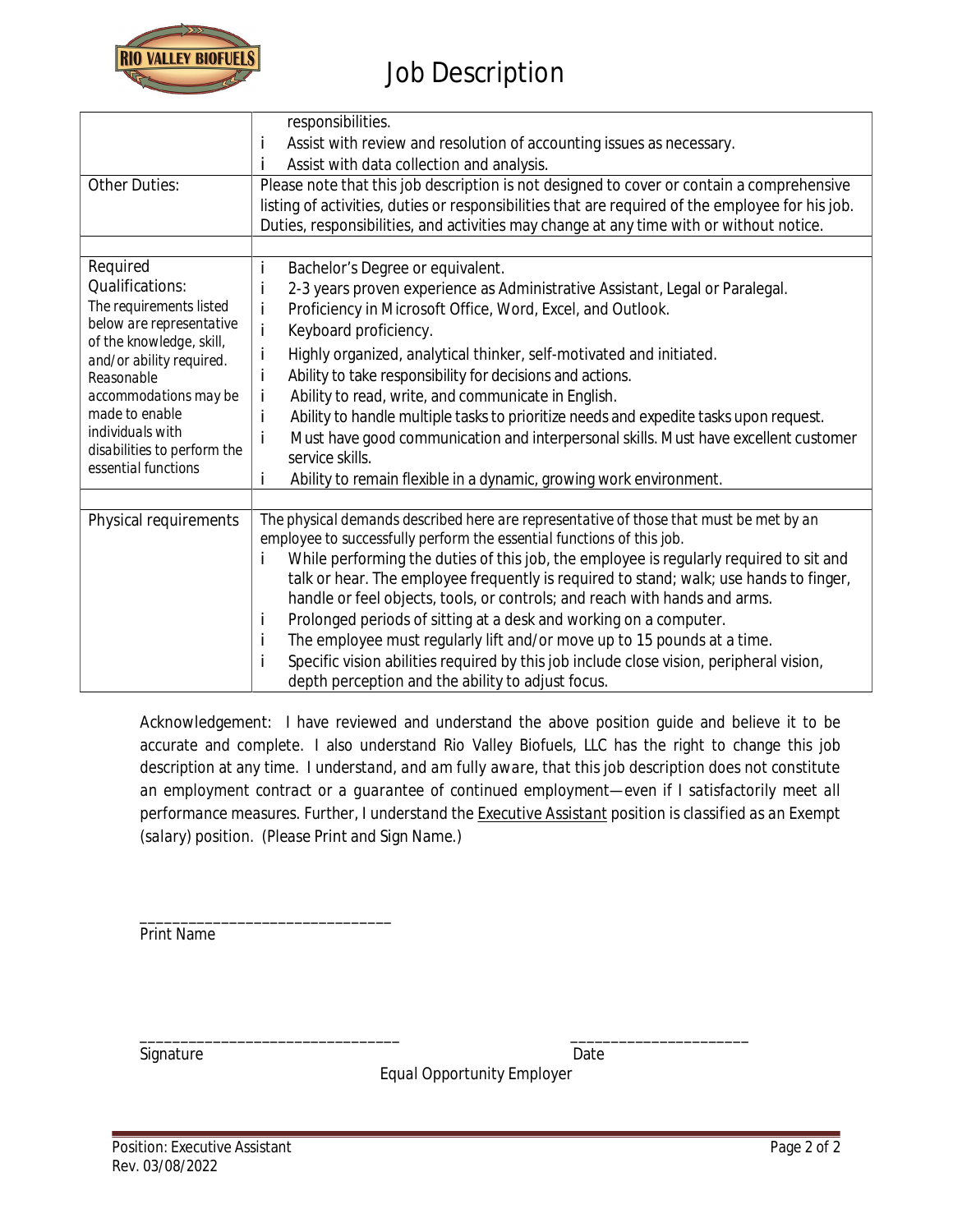# Job Description

| | |
|---|---|
| | responsibilities.<br>• Assist with review and resolution of accounting issues as necessary.<br>• Assist with data collection and analysis. |
| Other Duties: | Please note that this job description is not designed to cover or contain a comprehensive listing of activities, duties or responsibilities that are required of the employee for his job. Duties, responsibilities, and activities may change at any time with or without notice. |
| | |
| Required Qualifications:<br>The requirements listed below are representative of the knowledge, skill, and/or ability required. Reasonable accommodations may be made to enable individuals with disabilities to perform the essential functions | • Bachelor's Degree or equivalent.<br>• 2-3 years proven experience as Administrative Assistant, Legal or Paralegal.<br>• Proficiency in Microsoft Office, Word, Excel, and Outlook.<br>• Keyboard proficiency.<br>• Highly organized, analytical thinker, self-motivated and initiated.<br>• Ability to take responsibility for decisions and actions.<br>• Ability to read, write, and communicate in English.<br>• Ability to handle multiple tasks to prioritize needs and expedite tasks upon request.<br>• Must have good communication and interpersonal skills. Must have excellent customer service skills.<br>• Ability to remain flexible in a dynamic, growing work environment. |
| | |
| Physical requirements | The physical demands described here are representative of those that must be met by an employee to successfully perform the essential functions of this job.<br>• While performing the duties of this job, the employee is regularly required to sit and talk or hear. The employee frequently is required to stand; walk; use hands to finger, handle or feel objects, tools, or controls; and reach with hands and arms.<br>• Prolonged periods of sitting at a desk and working on a computer.<br>• The employee must regularly lift and/or move up to 15 pounds at a time.<br>• Specific vision abilities required by this job include close vision, peripheral vision, depth perception and the ability to adjust focus. |

Acknowledgement: I have reviewed and understand the above position guide and believe it to be accurate and complete. I also understand Rio Valley Biofuels, LLC has the right to change this job description at any time. I understand, and am fully aware, that this job description does not constitute an employment contract or a guarantee of continued employment—even if I satisfactorily meet all performance measures. Further, I understand the Executive Assistant position is classified as an Exempt (salary) position. (Please Print and Sign Name.)

______________________________
Print Name

______________________________ ______________________
Signature Date

Equal Opportunity Employer

Position: Executive Assistant
Rev. 03/08/2022